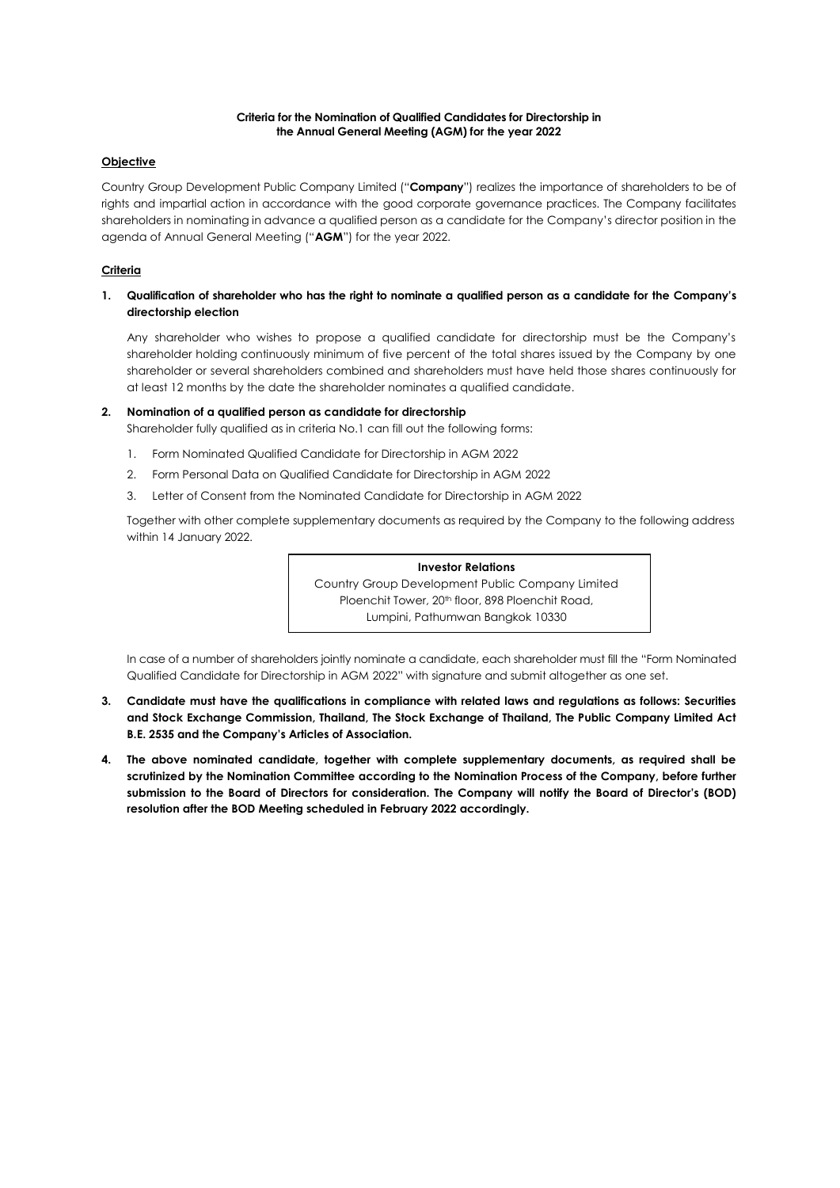**Criteria for the Nomination of Qualified Candidates for Directorship in the Annual General Meeting (AGM) for the year 2022**

**Objective**

Country Group Development Public Company Limited ("**Company**") realizes the importance of shareholders to be of rights and impartial action in accordance with the good corporate governance practices. The Company facilitates shareholders in nominating in advance a qualified person as a candidate for the Company's director position in the agenda of Annual General Meeting ("**AGM**") for the year 2022.

**Criteria**

1. **Qualification of shareholder who has the right to nominate a qualified person as a candidate for the Company's directorship election**

   Any shareholder who wishes to propose a qualified candidate for directorship must be the Company's shareholder holding continuously minimum of five percent of the total shares issued by the Company by one shareholder or several shareholders combined and shareholders must have held those shares continuously for at least 12 months by the date the shareholder nominates a qualified candidate.

2. **Nomination of a qualified person as candidate for directorship**

   Shareholder fully qualified as in criteria No.1 can fill out the following forms:

   1. Form Nominated Qualified Candidate for Directorship in AGM 2022
   2. Form Personal Data on Qualified Candidate for Directorship in AGM 2022
   3. Letter of Consent from the Nominated Candidate for Directorship in AGM 2022

   Together with other complete supplementary documents as required by the Company to the following address within 14 January 2022.

   **Investor Relations**
   Country Group Development Public Company Limited
   Ploenchit Tower, 20th floor, 898 Ploenchit Road,
   Lumpini, Pathumwan Bangkok 10330

   In case of a number of shareholders jointly nominate a candidate, each shareholder must fill the "Form Nominated Qualified Candidate for Directorship in AGM 2022" with signature and submit altogether as one set.

3. **Candidate must have the qualifications in compliance with related laws and regulations as follows: Securities and Stock Exchange Commission, Thailand, The Stock Exchange of Thailand, The Public Company Limited Act B.E. 2535 and the Company's Articles of Association.**

4. **The above nominated candidate, together with complete supplementary documents, as required shall be scrutinized by the Nomination Committee according to the Nomination Process of the Company, before further submission to the Board of Directors for consideration. The Company will notify the Board of Director's (BOD) resolution after the BOD Meeting scheduled in February 2022 accordingly.**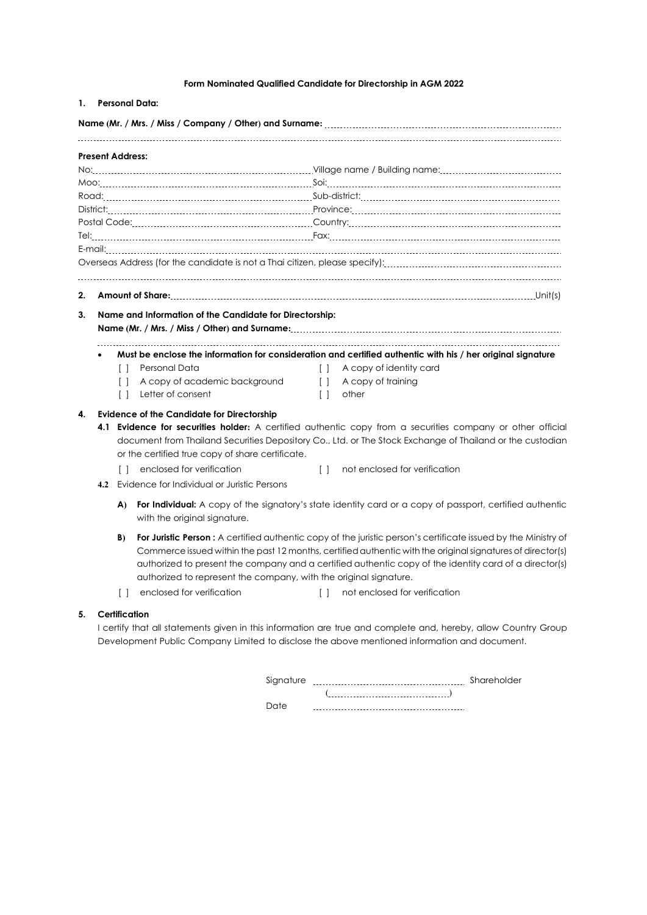**Form Nominated Qualified Candidate for Directorship in AGM 2022**

**1. Personal Data:**

**Name (Mr. / Mrs. / Miss / Company / Other) and Surname:** ..........................................................................

..........................................................................................................................................................

**Present Address:**

| | |
|---|---|
| No:.................................................................... | Village name / Building name:.................................... |
| Moo:.................................................................. | Soi:........................................................................ |
| Road:................................................................. | Sub-district:.......................................................... |
| District:.............................................................. | Province:............................................................... |
| Postal Code:....................................................... | Country:................................................................ |
| Tel:..................................................................... | Fax:....................................................................... |

E-mail:..................................................................................................................................................

Overseas Address (for the candidate is not a Thai citizen, please specify):............................................

..........................................................................................................................................................

**2. Amount of Share:**.......................................................................................................................Unit(s)

**3. Name and Information of the Candidate for Directorship:**

**Name (Mr. / Mrs. / Miss / Other) and Surname:**.........................................................................................

..........................................................................................................................................................

- **Must be enclose the information for consideration and certified authentic with his / her original signature**

| | |
|---|---|
| [ ] Personal Data | [ ] A copy of identity card |
| [ ] A copy of academic background | [ ] A copy of training |
| [ ] Letter of consent | [ ] other |

**4. Evidence of the Candidate for Directorship**

**4.1 Evidence for securities holder:** A certified authentic copy from a securities company or other official document from Thailand Securities Depository Co., Ltd. or The Stock Exchange of Thailand or the custodian or the certified true copy of share certificate.

[ ] enclosed for verification &nbsp;&nbsp;&nbsp;&nbsp; [ ] not enclosed for verification

**4.2** Evidence for Individual or Juristic Persons

**A) For Individual:** A copy of the signatory's state identity card or a copy of passport, certified authentic with the original signature.

**B) For Juristic Person :** A certified authentic copy of the juristic person's certificate issued by the Ministry of Commerce issued within the past 12 months, certified authentic with the original signatures of director(s) authorized to present the company and a certified authentic copy of the identity card of a director(s) authorized to represent the company, with the original signature.

[ ] enclosed for verification &nbsp;&nbsp;&nbsp;&nbsp; [ ] not enclosed for verification

**5. Certification**

I certify that all statements given in this information are true and complete and, hereby, allow Country Group Development Public Company Limited to disclose the above mentioned information and document.

Signature .................................................. Shareholder

(..................................................)

Date ..................................................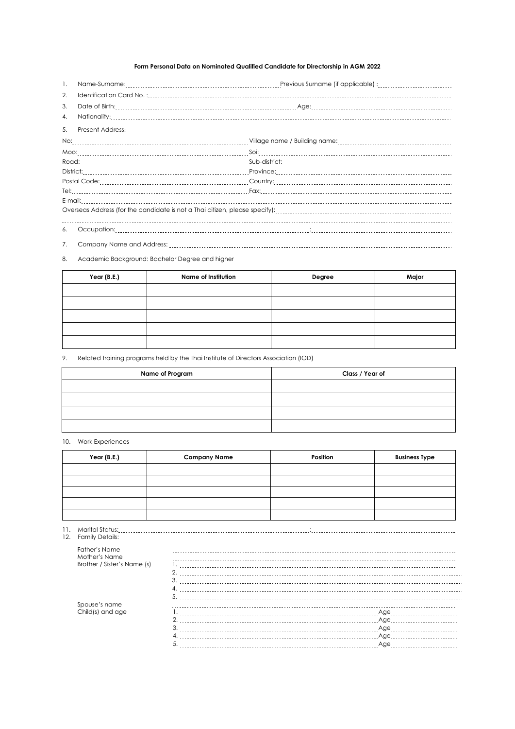**Form Personal Data on Nominated Qualified Candidate for Directorship in AGM 2022**

1. Name-Surname:........................................ Previous Surname (if applicable) :........................................
2. Identification Card No. :........................................
3. Date of Birth:........................................ Age:........................................
4. Nationality:........................................
5. Present Address:

No:........................................ Village name / Building name:........................................

Moo:........................................ Soi:........................................

Road:........................................ Sub-district:........................................

District:........................................ Province:........................................

Postal Code:........................................ Country:........................................

Tel:........................................ Fax:........................................

E-mail:........................................

Overseas Address (for the candidate is not a Thai citizen, please specify):........................................

........................................

6. Occupation:........................................ :........................................
7. Company Name and Address: ........................................
8. Academic Background: Bachelor Degree and higher

| Year (B.E.) | Name of Institution | Degree | Major |
| --- | --- | --- | --- |
| | | | |
| | | | |
| | | | |
| | | | |
| | | | |

9. Related training programs held by the Thai Institute of Directors Association (IOD)

| Name of Program | Class / Year of |
| --- | --- |
| | |
| | |
| | |
| | |

10. Work Experiences

| Year (B.E.) | Company Name | Position | Business Type |
| --- | --- | --- | --- |
| | | | |
| | | | |
| | | | |
| | | | |
| | | | |

11. Marital Status:........................................ :........................................
12. Family Details:

Father's Name ........................................

Mother's Name ........................................

Brother / Sister's Name (s)
1. ........................................
2. ........................................
3. ........................................
4. ........................................
5. ........................................

Spouse's name ........................................

Child(s) and age
1. ........................................ Age........................................
2. ........................................ Age........................................
3. ........................................ Age........................................
4. ........................................ Age........................................
5. ........................................ Age........................................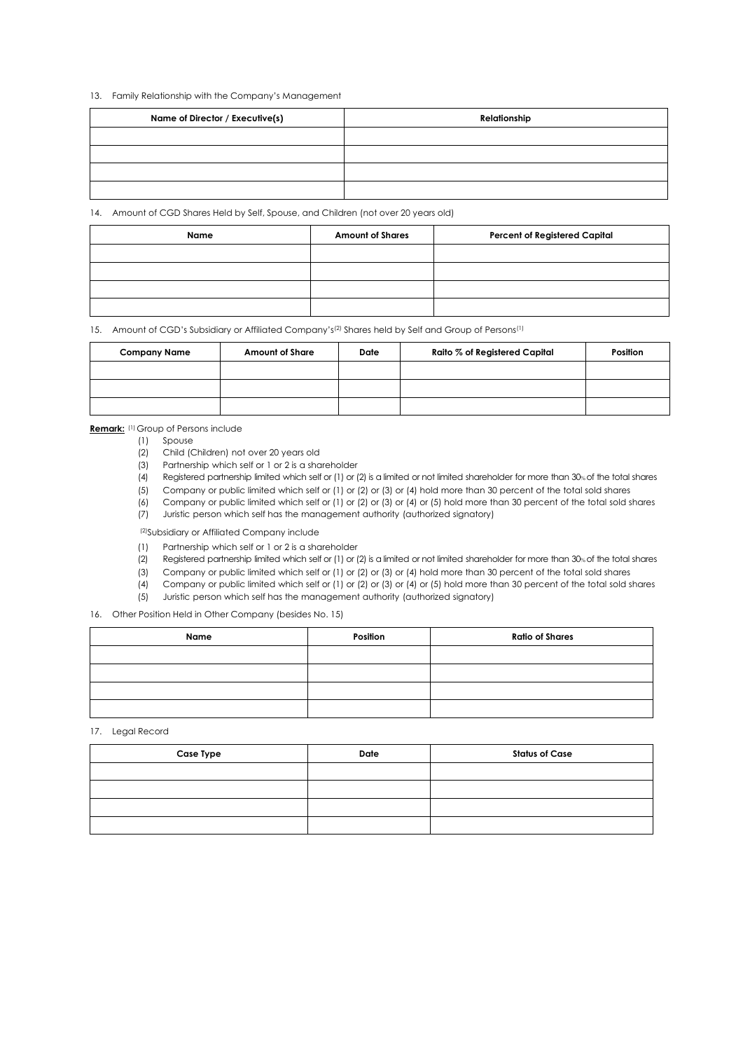13. Family Relationship with the Company's Management

| Name of Director / Executive(s) | Relationship |
|---|---|
| | |
| | |
| | |
| | |

14. Amount of CGD Shares Held by Self, Spouse, and Children (not over 20 years old)

| Name | Amount of Shares | Percent of Registered Capital |
|---|---|---|
| | | |
| | | |
| | | |
| | | |

15. Amount of CGD's Subsidiary or Affiliated Company's[(2)] Shares held by Self and Group of Persons[(1)]

| Company Name | Amount of Share | Date | Raito % of Registered Capital | Position |
|---|---|---|---|---|
| | | | | |
| | | | | |
| | | | | |

**Remark:** [(1)] Group of Persons include

(1) Spouse
(2) Child (Children) not over 20 years old
(3) Partnership which self or 1 or 2 is a shareholder
(4) Registered partnership limited which self or (1) or (2) is a limited or not limited shareholder for more than 30% of the total shares
(5) Company or public limited which self or (1) or (2) or (3) or (4) hold more than 30 percent of the total sold shares
(6) Company or public limited which self or (1) or (2) or (3) or (4) or (5) hold more than 30 percent of the total sold shares
(7) Juristic person which self has the management authority (authorized signatory)

[(2)]Subsidiary or Affiliated Company include

(1) Partnership which self or 1 or 2 is a shareholder
(2) Registered partnership limited which self or (1) or (2) is a limited or not limited shareholder for more than 30% of the total shares
(3) Company or public limited which self or (1) or (2) or (3) or (4) hold more than 30 percent of the total sold shares
(4) Company or public limited which self or (1) or (2) or (3) or (4) or (5) hold more than 30 percent of the total sold shares
(5) Juristic person which self has the management authority (authorized signatory)

16. Other Position Held in Other Company (besides No. 15)

| Name | Position | Ratio of Shares |
|---|---|---|
| | | |
| | | |
| | | |
| | | |

17. Legal Record

| Case Type | Date | Status of Case |
|---|---|---|
| | | |
| | | |
| | | |
| | | |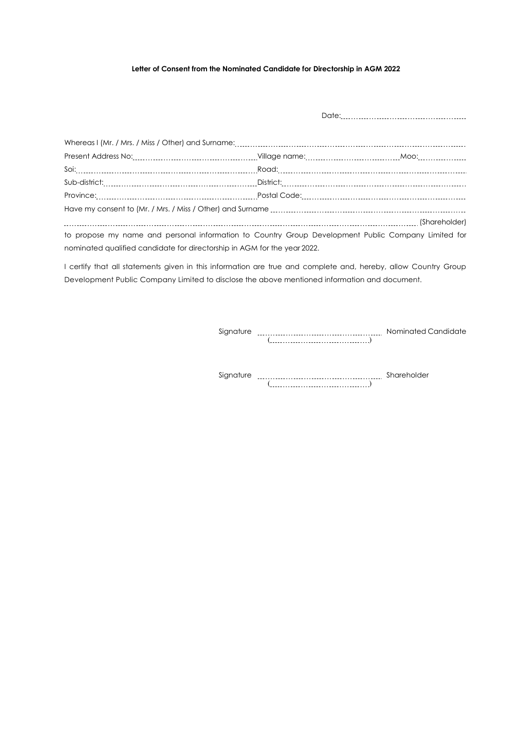**Letter of Consent from the Nominated Candidate for Directorship in AGM 2022**

Date:............................................

Whereas I (Mr. / Mrs. / Miss / Other) and Surname:............................................................................................

Present Address No:..........................................Village name:..................................Moo:...............

Soi:...............................................................Road:..........................................................................

Sub-district:....................................................District:.......................................................................

Province:........................................................Postal Code:...............................................................

Have my consent to (Mr. / Mrs. / Miss / Other) and Surname ...........................................................................

.......................................................................................................................................... (Shareholder)

to propose my name and personal information to Country Group Development Public Company Limited for nominated qualified candidate for directorship in AGM for the year 2022.

I certify that all statements given in this information are true and complete and, hereby, allow Country Group Development Public Company Limited to disclose the above mentioned information and document.

Signature .............................................. Nominated Candidate
(......................................)

Signature .............................................. Shareholder
(......................................)